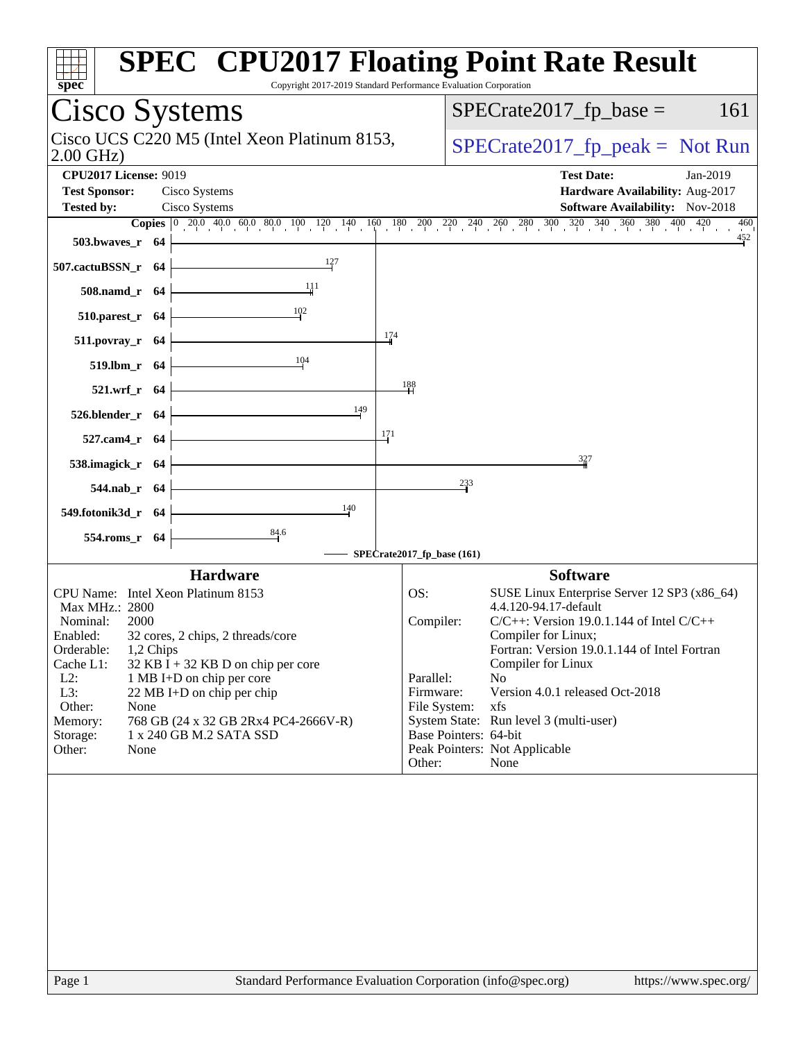# SPEC CPU2017 Floating Point Rate Result

Copyright 2017-2019 Standard Performance Evaluation Corporation

## Cisco Systems

Cisco UCS C220 M5 (Intel Xeon Platinum 8153, 2.00 GHz)

SPECrate2017_fp_base = 161

SPECrate2017_fp_peak = Not Run

**CPU2017 License:** 9019
**Test Sponsor:** Cisco Systems
**Tested by:** Cisco Systems

**Test Date:** Jan-2019
**Hardware Availability:** Aug-2017
**Software Availability:** Nov-2018

| Benchmark | Copies | SPECrate2017_fp_base |
|---|---|---|
| 503.bwaves_r | 64 | 452 |
| 507.cactuBSSN_r | 64 | 127 |
| 508.namd_r | 64 | 111 |
| 510.parest_r | 64 | 102 |
| 511.povray_r | 64 | 174 |
| 519.lbm_r | 64 | 104 |
| 521.wrf_r | 64 | 188 |
| 526.blender_r | 64 | 149 |
| 527.cam4_r | 64 | 171 |
| 538.imagick_r | 64 | 327 |
| 544.nab_r | 64 | 233 |
| 549.fotonik3d_r | 64 | 140 |
| 554.roms_r | 64 | 84.6 |

SPECrate2017_fp_base (161)

### Hardware

| | |
|---|---|
| CPU Name: | Intel Xeon Platinum 8153 |
| Max MHz.: | 2800 |
| Nominal: | 2000 |
| Enabled: | 32 cores, 2 chips, 2 threads/core |
| Orderable: | 1,2 Chips |
| Cache L1: | 32 KB I + 32 KB D on chip per core |
| L2: | 1 MB I+D on chip per core |
| L3: | 22 MB I+D on chip per chip |
| Other: | None |
| Memory: | 768 GB (24 x 32 GB 2Rx4 PC4-2666V-R) |
| Storage: | 1 x 240 GB M.2 SATA SSD |
| Other: | None |

### Software

| | |
|---|---|
| OS: | SUSE Linux Enterprise Server 12 SP3 (x86_64) 4.4.120-94.17-default |
| Compiler: | C/C++: Version 19.0.1.144 of Intel C/C++ Compiler for Linux; Fortran: Version 19.0.1.144 of Intel Fortran Compiler for Linux |
| Parallel: | No |
| Firmware: | Version 4.0.1 released Oct-2018 |
| File System: | xfs |
| System State: | Run level 3 (multi-user) |
| Base Pointers: | 64-bit |
| Peak Pointers: | Not Applicable |
| Other: | None |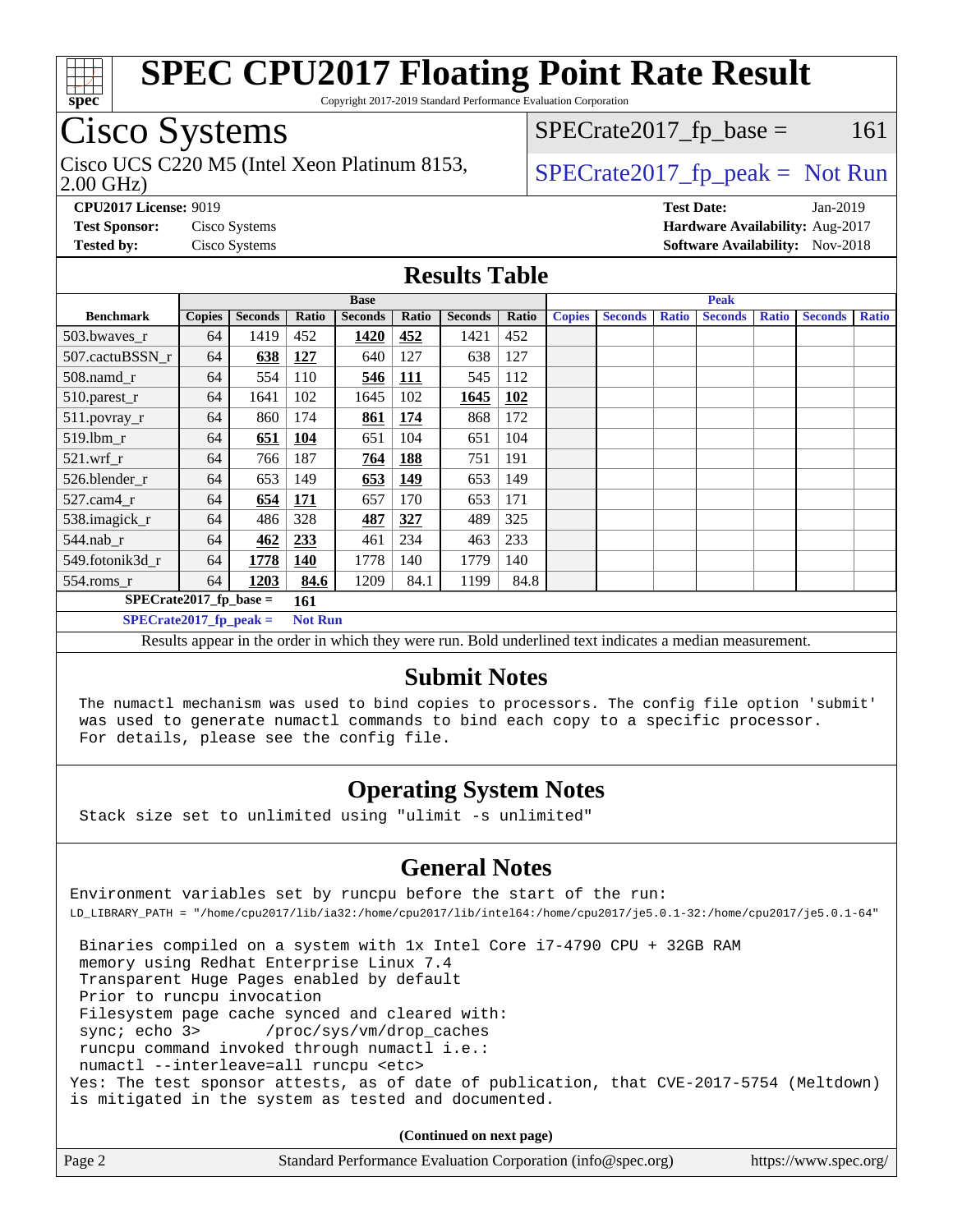# SPEC CPU2017 Floating Point Rate Result

Copyright 2017-2019 Standard Performance Evaluation Corporation

## Cisco Systems

Cisco UCS C220 M5 (Intel Xeon Platinum 8153, 2.00 GHz)

SPECrate2017_fp_base = 161

SPECrate2017_fp_peak = Not Run

**CPU2017 License:** 9019
**Test Sponsor:** Cisco Systems
**Tested by:** Cisco Systems

**Test Date:** Jan-2019
**Hardware Availability:** Aug-2017
**Software Availability:** Nov-2018

## Results Table

| Benchmark | Base | | | | | | | Peak | | | | | | |
|---|---|---|---|---|---|---|---|---|---|---|---|---|---|---|
| | Copies | Seconds | Ratio | Seconds | Ratio | Seconds | Ratio | Copies | Seconds | Ratio | Seconds | Ratio | Seconds | Ratio |
| 503.bwaves_r | 64 | 1419 | 452 | **1420** | **452** | 1421 | 452 | | | | | | | |
| 507.cactuBSSN_r | 64 | **638** | **127** | 640 | 127 | 638 | 127 | | | | | | | |
| 508.namd_r | 64 | 554 | 110 | **546** | **111** | 545 | 112 | | | | | | | |
| 510.parest_r | 64 | 1641 | 102 | 1645 | 102 | **1645** | **102** | | | | | | | |
| 511.povray_r | 64 | 860 | 174 | **861** | **174** | 868 | 172 | | | | | | | |
| 519.lbm_r | 64 | **651** | **104** | 651 | 104 | 651 | 104 | | | | | | | |
| 521.wrf_r | 64 | 766 | 187 | **764** | **188** | 751 | 191 | | | | | | | |
| 526.blender_r | 64 | 653 | 149 | **653** | **149** | 653 | 149 | | | | | | | |
| 527.cam4_r | 64 | **654** | **171** | 657 | 170 | 653 | 171 | | | | | | | |
| 538.imagick_r | 64 | 486 | 328 | **487** | **327** | 489 | 325 | | | | | | | |
| 544.nab_r | 64 | **462** | **233** | 461 | 234 | 463 | 233 | | | | | | | |
| 549.fotonik3d_r | 64 | **1778** | **140** | 1778 | 140 | 1779 | 140 | | | | | | | |
| 554.roms_r | 64 | **1203** | **84.6** | 1209 | 84.1 | 1199 | 84.8 | | | | | | | |

**SPECrate2017_fp_base = 161**

**SPECrate2017_fp_peak = Not Run**

Results appear in the order in which they were run. Bold underlined text indicates a median measurement.

## Submit Notes

```
The numactl mechanism was used to bind copies to processors. The config file option 'submit'
was used to generate numactl commands to bind each copy to a specific processor.
For details, please see the config file.
```

## Operating System Notes

```
Stack size set to unlimited using "ulimit -s unlimited"
```

## General Notes

```
Environment variables set by runcpu before the start of the run:
LD_LIBRARY_PATH = "/home/cpu2017/lib/ia32:/home/cpu2017/lib/intel64:/home/cpu2017/je5.0.1-32:/home/cpu2017/je5.0.1-64"

 Binaries compiled on a system with 1x Intel Core i7-4790 CPU + 32GB RAM
 memory using Redhat Enterprise Linux 7.4
 Transparent Huge Pages enabled by default
 Prior to runcpu invocation
 Filesystem page cache synced and cleared with:
 sync; echo 3>       /proc/sys/vm/drop_caches
 runcpu command invoked through numactl i.e.:
 numactl --interleave=all runcpu <etc>
Yes: The test sponsor attests, as of date of publication, that CVE-2017-5754 (Meltdown)
is mitigated in the system as tested and documented.
```

**(Continued on next page)**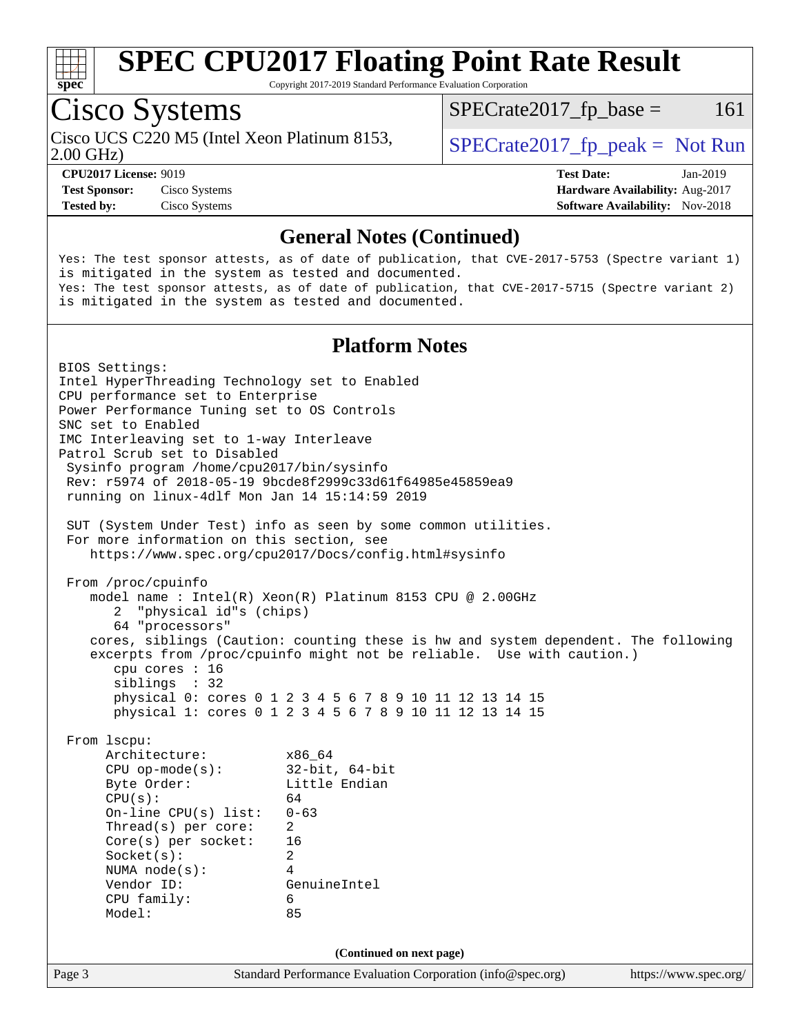## General Notes (Continued)

```
Yes: The test sponsor attests, as of date of publication, that CVE-2017-5753 (Spectre variant 1)
is mitigated in the system as tested and documented.
Yes: The test sponsor attests, as of date of publication, that CVE-2017-5715 (Spectre variant 2)
is mitigated in the system as tested and documented.
```

## Platform Notes

```
BIOS Settings:
Intel HyperThreading Technology set to Enabled
CPU performance set to Enterprise
Power Performance Tuning set to OS Controls
SNC set to Enabled
IMC Interleaving set to 1-way Interleave
Patrol Scrub set to Disabled
 Sysinfo program /home/cpu2017/bin/sysinfo
 Rev: r5974 of 2018-05-19 9bcde8f2999c33d61f64985e45859ea9
 running on linux-4dlf Mon Jan 14 15:14:59 2019

 SUT (System Under Test) info as seen by some common utilities.
 For more information on this section, see
    https://www.spec.org/cpu2017/Docs/config.html#sysinfo

 From /proc/cpuinfo
    model name : Intel(R) Xeon(R) Platinum 8153 CPU @ 2.00GHz
       2  "physical id"s (chips)
       64 "processors"
    cores, siblings (Caution: counting these is hw and system dependent. The following
    excerpts from /proc/cpuinfo might not be reliable.  Use with caution.)
       cpu cores : 16
       siblings  : 32
       physical 0: cores 0 1 2 3 4 5 6 7 8 9 10 11 12 13 14 15
       physical 1: cores 0 1 2 3 4 5 6 7 8 9 10 11 12 13 14 15

 From lscpu:
      Architecture:          x86_64
      CPU op-mode(s):        32-bit, 64-bit
      Byte Order:            Little Endian
      CPU(s):                64
      On-line CPU(s) list:   0-63
      Thread(s) per core:    2
      Core(s) per socket:    16
      Socket(s):             2
      NUMA node(s):          4
      Vendor ID:             GenuineIntel
      CPU family:            6
      Model:                 85
```

**(Continued on next page)**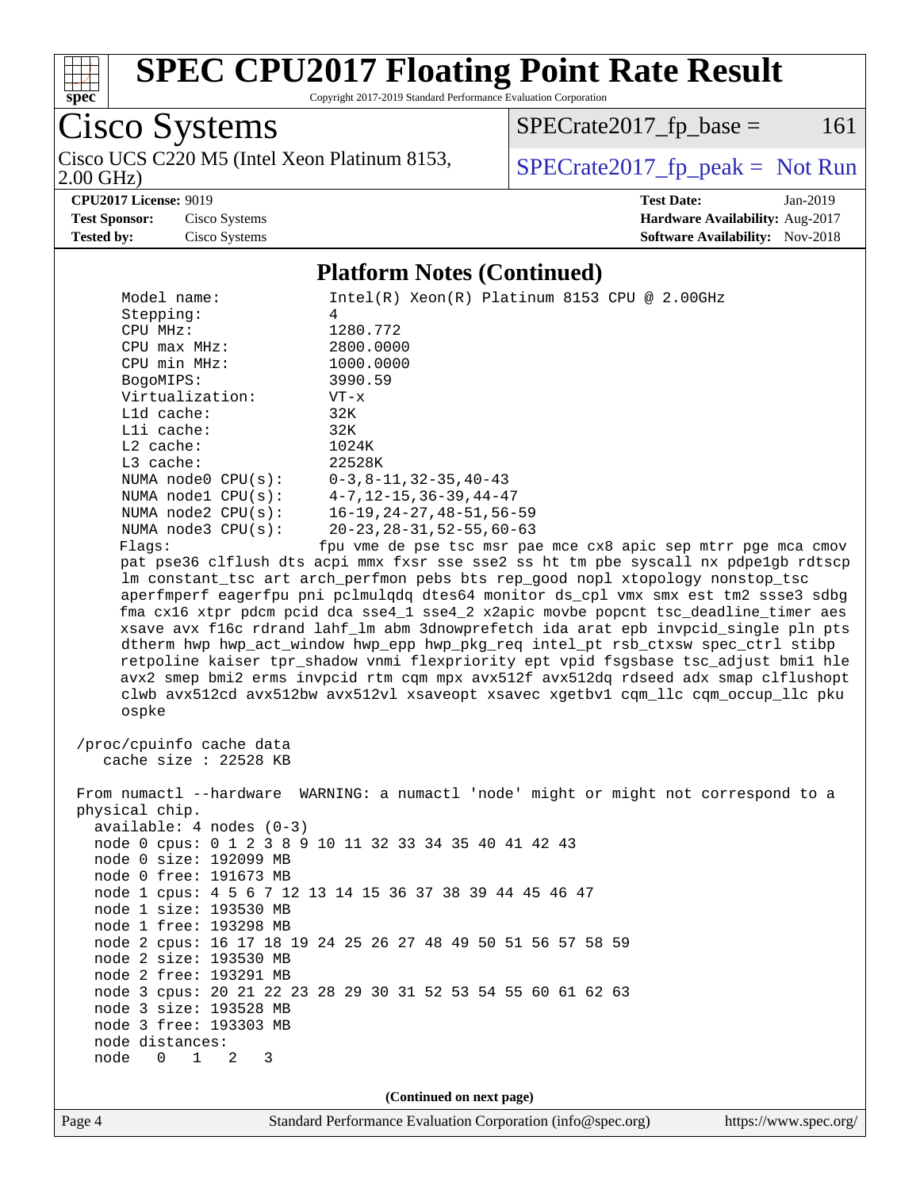# SPEC CPU2017 Floating Point Rate Result

Copyright 2017-2019 Standard Performance Evaluation Corporation

## Cisco Systems

Cisco UCS C220 M5 (Intel Xeon Platinum 8153, 2.00 GHz)

SPECrate2017_fp_base = 161

SPECrate2017_fp_peak = Not Run

**CPU2017 License:** 9019
**Test Sponsor:** Cisco Systems
**Tested by:** Cisco Systems

**Test Date:** Jan-2019
**Hardware Availability:** Aug-2017
**Software Availability:** Nov-2018

### Platform Notes (Continued)

```
     Model name:            Intel(R) Xeon(R) Platinum 8153 CPU @ 2.00GHz
     Stepping:              4
     CPU MHz:               1280.772
     CPU max MHz:           2800.0000
     CPU min MHz:           1000.0000
     BogoMIPS:              3990.59
     Virtualization:        VT-x
     L1d cache:             32K
     L1i cache:             32K
     L2 cache:              1024K
     L3 cache:              22528K
     NUMA node0 CPU(s):     0-3,8-11,32-35,40-43
     NUMA node1 CPU(s):     4-7,12-15,36-39,44-47
     NUMA node2 CPU(s):     16-19,24-27,48-51,56-59
     NUMA node3 CPU(s):     20-23,28-31,52-55,60-63
     Flags:                 fpu vme de pse tsc msr pae mce cx8 apic sep mtrr pge mca cmov
     pat pse36 clflush dts acpi mmx fxsr sse sse2 ss ht tm pbe syscall nx pdpe1gb rdtscp
     lm constant_tsc art arch_perfmon pebs bts rep_good nopl xtopology nonstop_tsc
     aperfmperf eagerfpu pni pclmulqdq dtes64 monitor ds_cpl vmx smx est tm2 ssse3 sdbg
     fma cx16 xtpr pdcm pcid dca sse4_1 sse4_2 x2apic movbe popcnt tsc_deadline_timer aes
     xsave avx f16c rdrand lahf_lm abm 3dnowprefetch ida arat epb invpcid_single pln pts
     dtherm hwp hwp_act_window hwp_epp hwp_pkg_req intel_pt rsb_ctxsw spec_ctrl stibp
     retpoline kaiser tpr_shadow vnmi flexpriority ept vpid fsgsbase tsc_adjust bmi1 hle
     avx2 smep bmi2 erms invpcid rtm cqm mpx avx512f avx512dq rdseed adx smap clflushopt
     clwb avx512cd avx512bw avx512vl xsaveopt xsavec xgetbv1 cqm_llc cqm_occup_llc pku
     ospke

 /proc/cpuinfo cache data
    cache size : 22528 KB

 From numactl --hardware  WARNING: a numactl 'node' might or might not correspond to a
 physical chip.
   available: 4 nodes (0-3)
   node 0 cpus: 0 1 2 3 8 9 10 11 32 33 34 35 40 41 42 43
   node 0 size: 192099 MB
   node 0 free: 191673 MB
   node 1 cpus: 4 5 6 7 12 13 14 15 36 37 38 39 44 45 46 47
   node 1 size: 193530 MB
   node 1 free: 193298 MB
   node 2 cpus: 16 17 18 19 24 25 26 27 48 49 50 51 56 57 58 59
   node 2 size: 193530 MB
   node 2 free: 193291 MB
   node 3 cpus: 20 21 22 23 28 29 30 31 52 53 54 55 60 61 62 63
   node 3 size: 193528 MB
   node 3 free: 193303 MB
   node distances:
   node   0   1   2   3
```

(Continued on next page)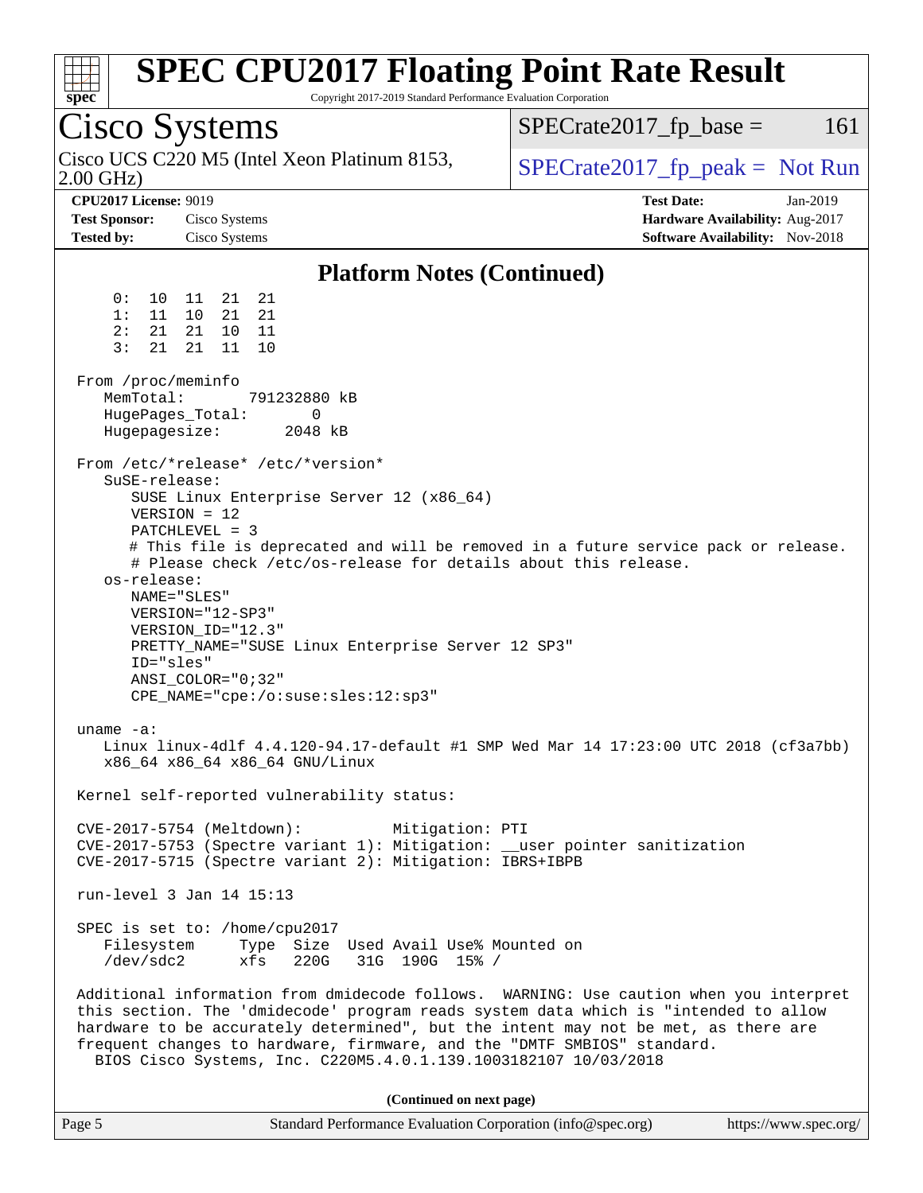## Platform Notes (Continued)

```
     0:  10  11  21  21
     1:  11  10  21  21
     2:  21  21  10  11
     3:  21  21  11  10

 From /proc/meminfo
    MemTotal:       791232880 kB
    HugePages_Total:       0
    Hugepagesize:       2048 kB

 From /etc/*release* /etc/*version*
    SuSE-release:
       SUSE Linux Enterprise Server 12 (x86_64)
       VERSION = 12
       PATCHLEVEL = 3
       # This file is deprecated and will be removed in a future service pack or release.
       # Please check /etc/os-release for details about this release.
    os-release:
       NAME="SLES"
       VERSION="12-SP3"
       VERSION_ID="12.3"
       PRETTY_NAME="SUSE Linux Enterprise Server 12 SP3"
       ID="sles"
       ANSI_COLOR="0;32"
       CPE_NAME="cpe:/o:suse:sles:12:sp3"

 uname -a:
    Linux linux-4dlf 4.4.120-94.17-default #1 SMP Wed Mar 14 17:23:00 UTC 2018 (cf3a7bb)
    x86_64 x86_64 x86_64 GNU/Linux

 Kernel self-reported vulnerability status:

 CVE-2017-5754 (Meltdown):          Mitigation: PTI
 CVE-2017-5753 (Spectre variant 1): Mitigation: __user pointer sanitization
 CVE-2017-5715 (Spectre variant 2): Mitigation: IBRS+IBPB

 run-level 3 Jan 14 15:13

 SPEC is set to: /home/cpu2017
    Filesystem     Type  Size  Used Avail Use% Mounted on
    /dev/sdc2      xfs   220G   31G  190G  15% /

 Additional information from dmidecode follows.  WARNING: Use caution when you interpret
 this section. The 'dmidecode' program reads system data which is "intended to allow
 hardware to be accurately determined", but the intent may not be met, as there are
 frequent changes to hardware, firmware, and the "DMTF SMBIOS" standard.
   BIOS Cisco Systems, Inc. C220M5.4.0.1.139.1003182107 10/03/2018
```

**(Continued on next page)**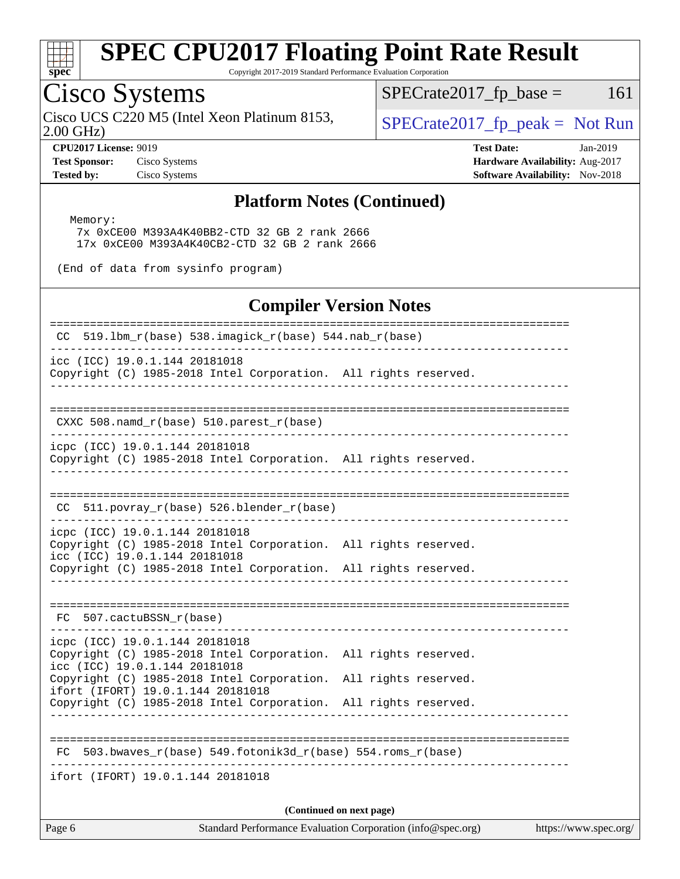## Platform Notes (Continued)

```
  Memory:
    7x 0xCE00 M393A4K40BB2-CTD 32 GB 2 rank 2666
    17x 0xCE00 M393A4K40CB2-CTD 32 GB 2 rank 2666

 (End of data from sysinfo program)
```

## Compiler Version Notes

```
==============================================================================
 CC  519.lbm_r(base) 538.imagick_r(base) 544.nab_r(base)
------------------------------------------------------------------------------
icc (ICC) 19.0.1.144 20181018
Copyright (C) 1985-2018 Intel Corporation.  All rights reserved.
------------------------------------------------------------------------------

==============================================================================
 CXXC 508.namd_r(base) 510.parest_r(base)
------------------------------------------------------------------------------
icpc (ICC) 19.0.1.144 20181018
Copyright (C) 1985-2018 Intel Corporation.  All rights reserved.
------------------------------------------------------------------------------

==============================================================================
 CC  511.povray_r(base) 526.blender_r(base)
------------------------------------------------------------------------------
icpc (ICC) 19.0.1.144 20181018
Copyright (C) 1985-2018 Intel Corporation.  All rights reserved.
icc (ICC) 19.0.1.144 20181018
Copyright (C) 1985-2018 Intel Corporation.  All rights reserved.
------------------------------------------------------------------------------

==============================================================================
 FC  507.cactuBSSN_r(base)
------------------------------------------------------------------------------
icpc (ICC) 19.0.1.144 20181018
Copyright (C) 1985-2018 Intel Corporation.  All rights reserved.
icc (ICC) 19.0.1.144 20181018
Copyright (C) 1985-2018 Intel Corporation.  All rights reserved.
ifort (IFORT) 19.0.1.144 20181018
Copyright (C) 1985-2018 Intel Corporation.  All rights reserved.
------------------------------------------------------------------------------

==============================================================================
 FC  503.bwaves_r(base) 549.fotonik3d_r(base) 554.roms_r(base)
------------------------------------------------------------------------------
ifort (IFORT) 19.0.1.144 20181018
```

(Continued on next page)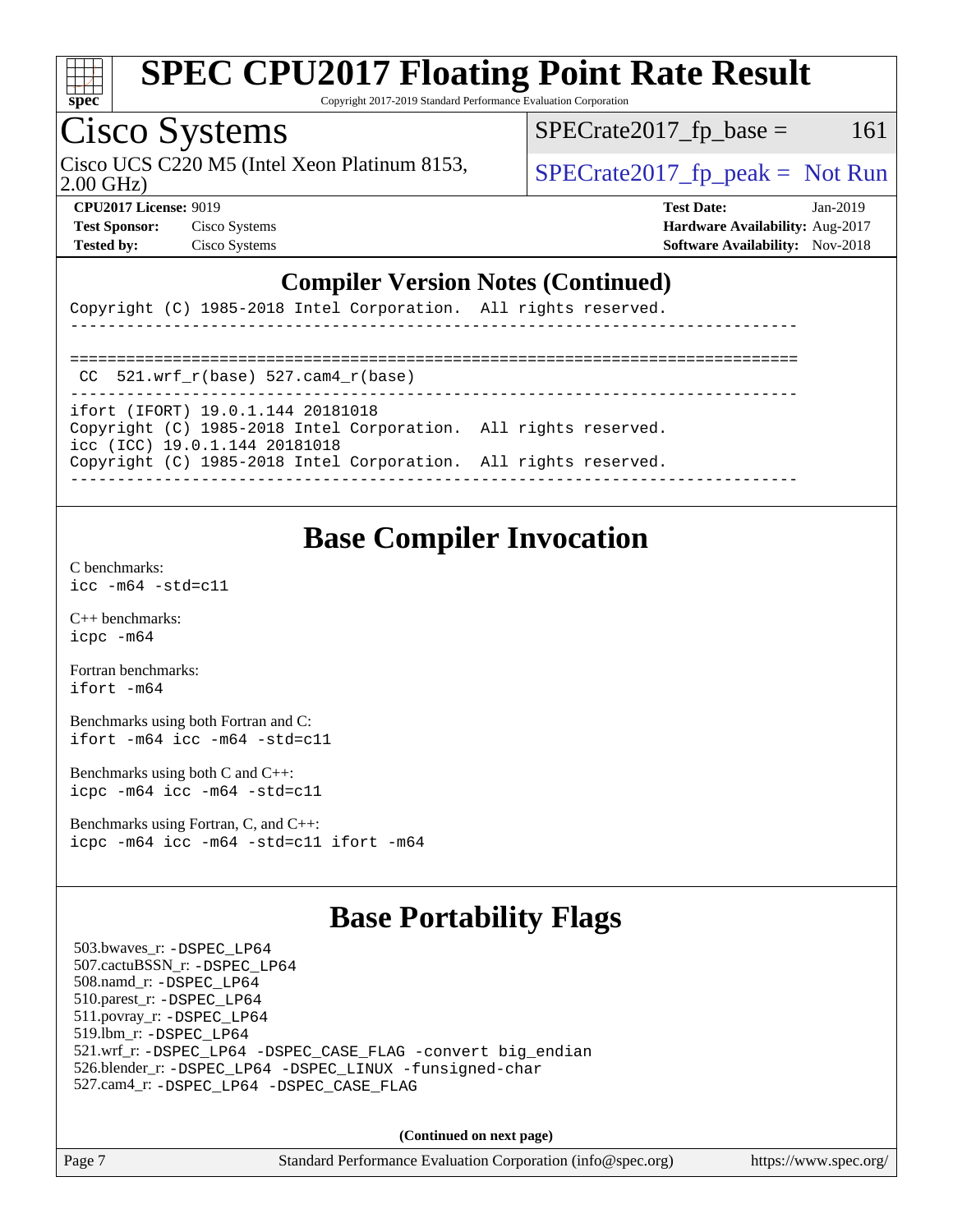# SPEC CPU2017 Floating Point Rate Result

Copyright 2017-2019 Standard Performance Evaluation Corporation

## Cisco Systems

Cisco UCS C220 M5 (Intel Xeon Platinum 8153, 2.00 GHz)

SPECrate2017_fp_base = 161

SPECrate2017_fp_peak = Not Run

**CPU2017 License:** 9019
**Test Sponsor:** Cisco Systems
**Tested by:** Cisco Systems

**Test Date:** Jan-2019
**Hardware Availability:** Aug-2017
**Software Availability:** Nov-2018

## Compiler Version Notes (Continued)

```
Copyright (C) 1985-2018 Intel Corporation.  All rights reserved.
------------------------------------------------------------------------------

==============================================================================
 CC  521.wrf_r(base) 527.cam4_r(base)
------------------------------------------------------------------------------
ifort (IFORT) 19.0.1.144 20181018
Copyright (C) 1985-2018 Intel Corporation.  All rights reserved.
icc (ICC) 19.0.1.144 20181018
Copyright (C) 1985-2018 Intel Corporation.  All rights reserved.
------------------------------------------------------------------------------
```

## Base Compiler Invocation

C benchmarks:
`icc -m64 -std=c11`

C++ benchmarks:
`icpc -m64`

Fortran benchmarks:
`ifort -m64`

Benchmarks using both Fortran and C:
`ifort -m64 icc -m64 -std=c11`

Benchmarks using both C and C++:
`icpc -m64 icc -m64 -std=c11`

Benchmarks using Fortran, C, and C++:
`icpc -m64 icc -m64 -std=c11 ifort -m64`

## Base Portability Flags

503.bwaves_r: -DSPEC_LP64
507.cactuBSSN_r: -DSPEC_LP64
508.namd_r: -DSPEC_LP64
510.parest_r: -DSPEC_LP64
511.povray_r: -DSPEC_LP64
519.lbm_r: -DSPEC_LP64
521.wrf_r: -DSPEC_LP64 -DSPEC_CASE_FLAG -convert big_endian
526.blender_r: -DSPEC_LP64 -DSPEC_LINUX -funsigned-char
527.cam4_r: -DSPEC_LP64 -DSPEC_CASE_FLAG

**(Continued on next page)**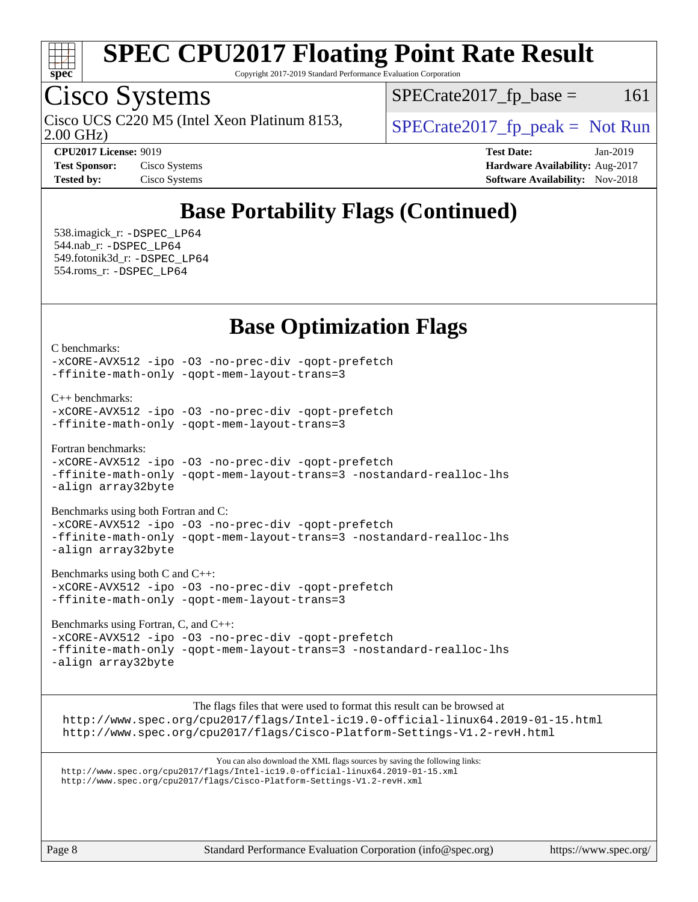# Base Portability Flags (Continued)

538.imagick_r: -DSPEC_LP64
544.nab_r: -DSPEC_LP64
549.fotonik3d_r: -DSPEC_LP64
554.roms_r: -DSPEC_LP64

# Base Optimization Flags

C benchmarks:
-xCORE-AVX512 -ipo -O3 -no-prec-div -qopt-prefetch
-ffinite-math-only -qopt-mem-layout-trans=3

C++ benchmarks:
-xCORE-AVX512 -ipo -O3 -no-prec-div -qopt-prefetch
-ffinite-math-only -qopt-mem-layout-trans=3

Fortran benchmarks:
-xCORE-AVX512 -ipo -O3 -no-prec-div -qopt-prefetch
-ffinite-math-only -qopt-mem-layout-trans=3 -nostandard-realloc-lhs
-align array32byte

Benchmarks using both Fortran and C:
-xCORE-AVX512 -ipo -O3 -no-prec-div -qopt-prefetch
-ffinite-math-only -qopt-mem-layout-trans=3 -nostandard-realloc-lhs
-align array32byte

Benchmarks using both C and C++:
-xCORE-AVX512 -ipo -O3 -no-prec-div -qopt-prefetch
-ffinite-math-only -qopt-mem-layout-trans=3

Benchmarks using Fortran, C, and C++:
-xCORE-AVX512 -ipo -O3 -no-prec-div -qopt-prefetch
-ffinite-math-only -qopt-mem-layout-trans=3 -nostandard-realloc-lhs
-align array32byte

The flags files that were used to format this result can be browsed at
http://www.spec.org/cpu2017/flags/Intel-ic19.0-official-linux64.2019-01-15.html
http://www.spec.org/cpu2017/flags/Cisco-Platform-Settings-V1.2-revH.html

You can also download the XML flags sources by saving the following links:
http://www.spec.org/cpu2017/flags/Intel-ic19.0-official-linux64.2019-01-15.xml
http://www.spec.org/cpu2017/flags/Cisco-Platform-Settings-V1.2-revH.xml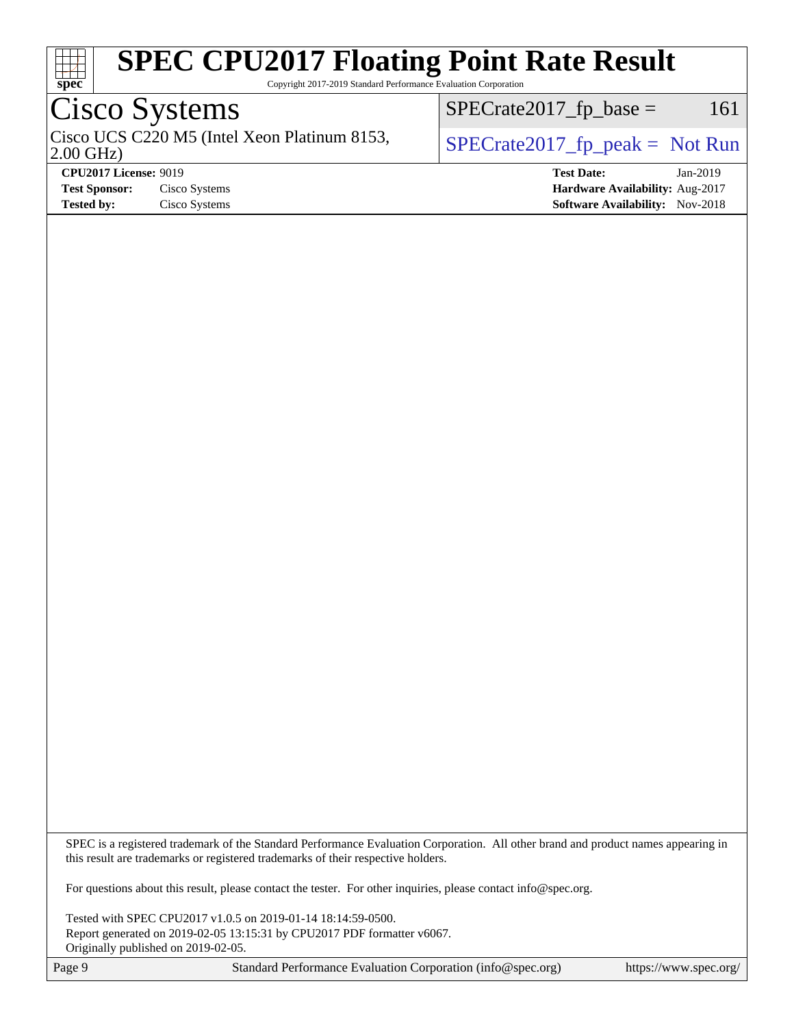SPEC is a registered trademark of the Standard Performance Evaluation Corporation. All other brand and product names appearing in this result are trademarks or registered trademarks of their respective holders.

For questions about this result, please contact the tester. For other inquiries, please contact info@spec.org.

Tested with SPEC CPU2017 v1.0.5 on 2019-01-14 18:14:59-0500.
Report generated on 2019-02-05 13:15:31 by CPU2017 PDF formatter v6067.
Originally published on 2019-02-05.